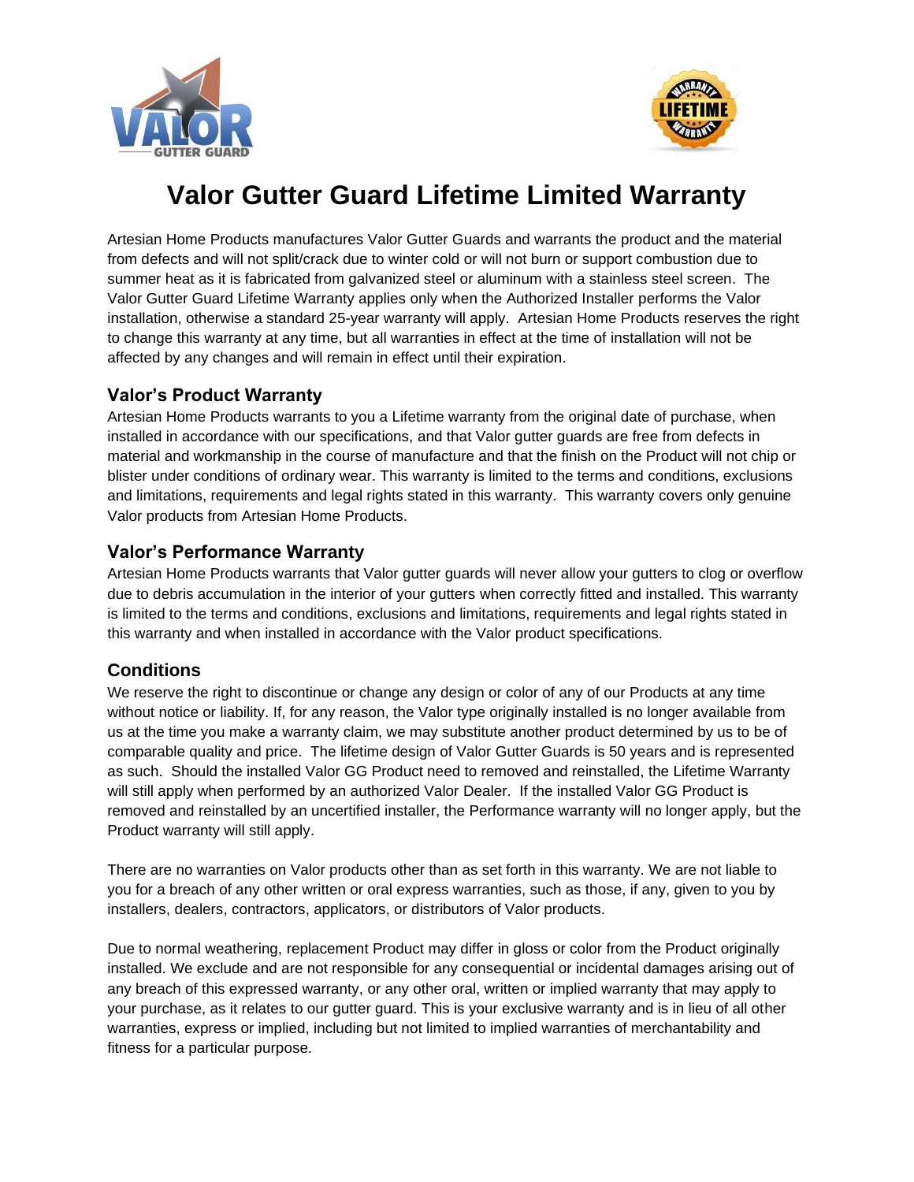# Valor Gutter Guard Lifetime Limited Warranty

Artesian Home Products manufactures Valor Gutter Guards and warrants the product and the material from defects and will not split/crack due to winter cold or will not burn or support combustion due to summer heat as it is fabricated from galvanized steel or aluminum with a stainless steel screen. The Valor Gutter Guard Lifetime Warranty applies only when the Authorized Installer performs the Valor installation, otherwise a standard 25-year warranty will apply. Artesian Home Products reserves the right to change this warranty at any time, but all warranties in effect at the time of installation will not be affected by any changes and will remain in effect until their expiration.

## Valor's Product Warranty

Artesian Home Products warrants to you a Lifetime warranty from the original date of purchase, when installed in accordance with our specifications, and that Valor gutter guards are free from defects in material and workmanship in the course of manufacture and that the finish on the Product will not chip or blister under conditions of ordinary wear. This warranty is limited to the terms and conditions, exclusions and limitations, requirements and legal rights stated in this warranty. This warranty covers only genuine Valor products from Artesian Home Products.

## Valor's Performance Warranty

Artesian Home Products warrants that Valor gutter guards will never allow your gutters to clog or overflow due to debris accumulation in the interior of your gutters when correctly fitted and installed. This warranty is limited to the terms and conditions, exclusions and limitations, requirements and legal rights stated in this warranty and when installed in accordance with the Valor product specifications.

## Conditions

We reserve the right to discontinue or change any design or color of any of our Products at any time without notice or liability. If, for any reason, the Valor type originally installed is no longer available from us at the time you make a warranty claim, we may substitute another product determined by us to be of comparable quality and price. The lifetime design of Valor Gutter Guards is 50 years and is represented as such. Should the installed Valor GG Product need to removed and reinstalled, the Lifetime Warranty will still apply when performed by an authorized Valor Dealer. If the installed Valor GG Product is removed and reinstalled by an uncertified installer, the Performance warranty will no longer apply, but the Product warranty will still apply.

There are no warranties on Valor products other than as set forth in this warranty. We are not liable to you for a breach of any other written or oral express warranties, such as those, if any, given to you by installers, dealers, contractors, applicators, or distributors of Valor products.

Due to normal weathering, replacement Product may differ in gloss or color from the Product originally installed. We exclude and are not responsible for any consequential or incidental damages arising out of any breach of this expressed warranty, or any other oral, written or implied warranty that may apply to your purchase, as it relates to our gutter guard. This is your exclusive warranty and is in lieu of all other warranties, express or implied, including but not limited to implied warranties of merchantability and fitness for a particular purpose.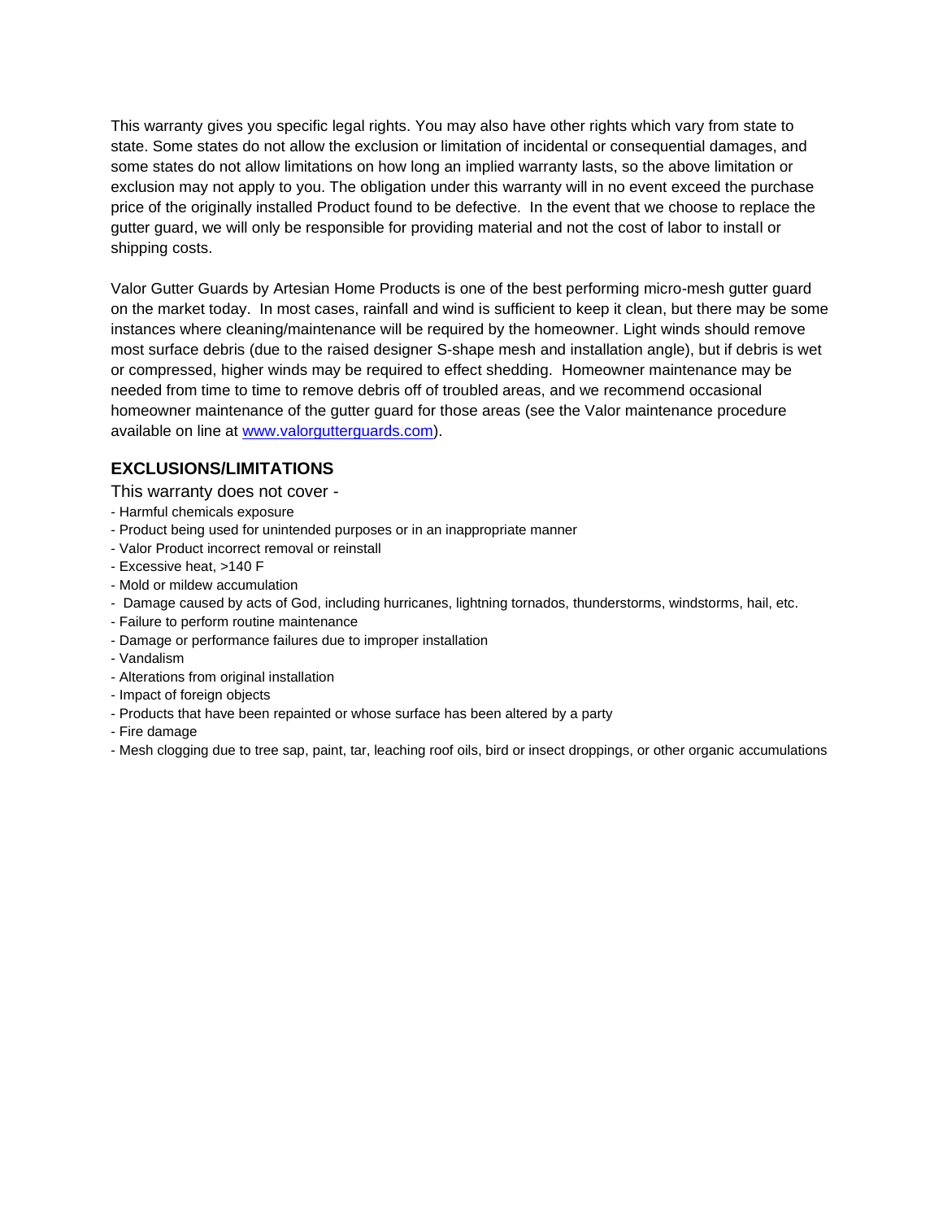This warranty gives you specific legal rights. You may also have other rights which vary from state to state. Some states do not allow the exclusion or limitation of incidental or consequential damages, and some states do not allow limitations on how long an implied warranty lasts, so the above limitation or exclusion may not apply to you. The obligation under this warranty will in no event exceed the purchase price of the originally installed Product found to be defective. In the event that we choose to replace the gutter guard, we will only be responsible for providing material and not the cost of labor to install or shipping costs.

Valor Gutter Guards by Artesian Home Products is one of the best performing micro-mesh gutter guard on the market today. In most cases, rainfall and wind is sufficient to keep it clean, but there may be some instances where cleaning/maintenance will be required by the homeowner. Light winds should remove most surface debris (due to the raised designer S-shape mesh and installation angle), but if debris is wet or compressed, higher winds may be required to effect shedding. Homeowner maintenance may be needed from time to time to remove debris off of troubled areas, and we recommend occasional homeowner maintenance of the gutter guard for those areas (see the Valor maintenance procedure available on line at [www.valorgutterguards.com](http://www.valorgutterguards.com)).

### EXCLUSIONS/LIMITATIONS

This warranty does not cover -

- Harmful chemicals exposure
- Product being used for unintended purposes or in an inappropriate manner
- Valor Product incorrect removal or reinstall
- Excessive heat, >140 F
- Mold or mildew accumulation
- Damage caused by acts of God, including hurricanes, lightning tornados, thunderstorms, windstorms, hail, etc.
- Failure to perform routine maintenance
- Damage or performance failures due to improper installation
- Vandalism
- Alterations from original installation
- Impact of foreign objects
- Products that have been repainted or whose surface has been altered by a party
- Fire damage
- Mesh clogging due to tree sap, paint, tar, leaching roof oils, bird or insect droppings, or other organic accumulations